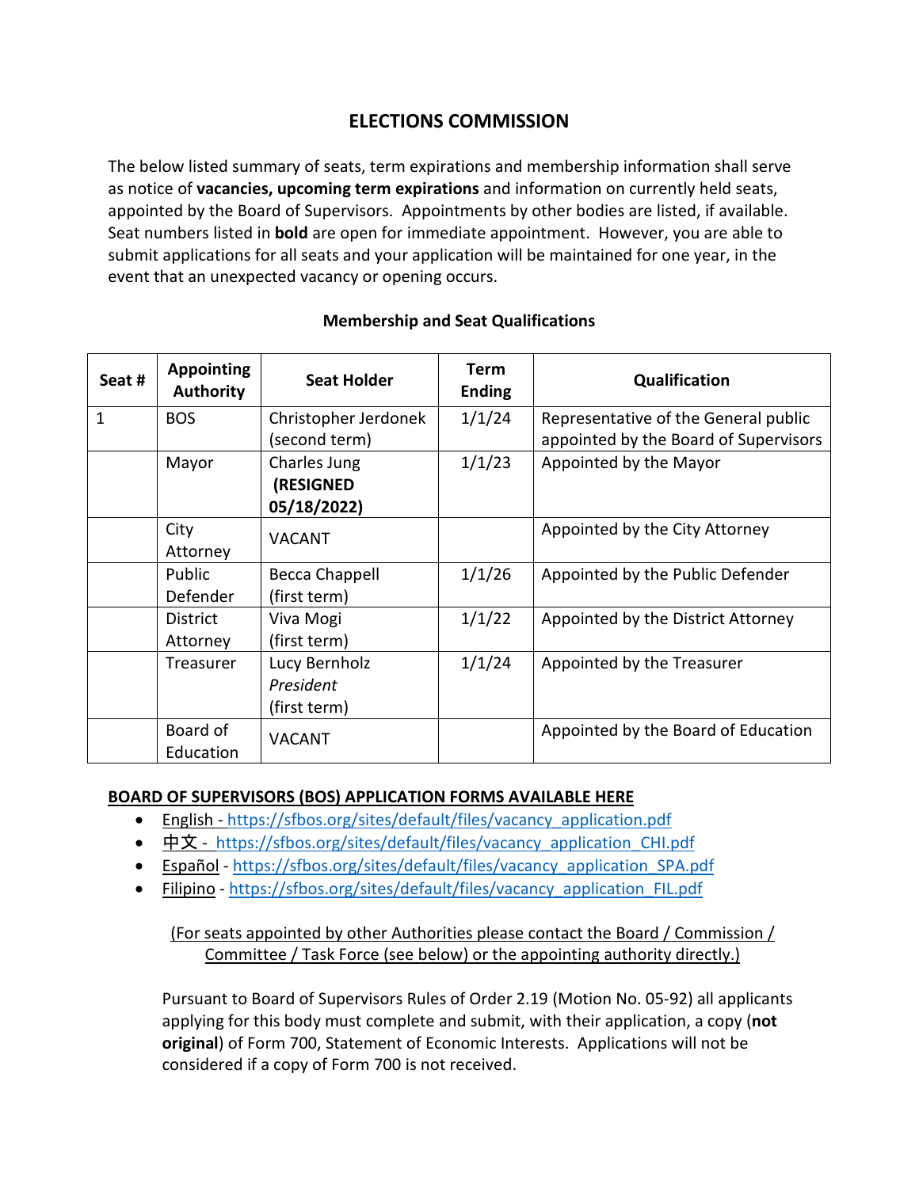# ELECTIONS COMMISSION

The below listed summary of seats, term expirations and membership information shall serve as notice of **vacancies, upcoming term expirations** and information on currently held seats, appointed by the Board of Supervisors. Appointments by other bodies are listed, if available. Seat numbers listed in **bold** are open for immediate appointment. However, you are able to submit applications for all seats and your application will be maintained for one year, in the event that an unexpected vacancy or opening occurs.

### Membership and Seat Qualifications

| Seat # | Appointing Authority | Seat Holder | Term Ending | Qualification |
|---|---|---|---|---|
| 1 | BOS | Christopher Jerdonek (second term) | 1/1/24 | Representative of the General public appointed by the Board of Supervisors |
| | Mayor | Charles Jung **(RESIGNED 05/18/2022)** | 1/1/23 | Appointed by the Mayor |
| | City Attorney | VACANT | | Appointed by the City Attorney |
| | Public Defender | Becca Chappell (first term) | 1/1/26 | Appointed by the Public Defender |
| | District Attorney | Viva Mogi (first term) | 1/1/22 | Appointed by the District Attorney |
| | Treasurer | Lucy Bernholz *President* (first term) | 1/1/24 | Appointed by the Treasurer |
| | Board of Education | VACANT | | Appointed by the Board of Education |

**BOARD OF SUPERVISORS (BOS) APPLICATION FORMS AVAILABLE HERE**

- English - https://sfbos.org/sites/default/files/vacancy_application.pdf
- 中文 - https://sfbos.org/sites/default/files/vacancy_application_CHI.pdf
- Español - https://sfbos.org/sites/default/files/vacancy_application_SPA.pdf
- Filipino - https://sfbos.org/sites/default/files/vacancy_application_FIL.pdf

(For seats appointed by other Authorities please contact the Board / Commission / Committee / Task Force (see below) or the appointing authority directly.)

Pursuant to Board of Supervisors Rules of Order 2.19 (Motion No. 05-92) all applicants applying for this body must complete and submit, with their application, a copy (**not original**) of Form 700, Statement of Economic Interests. Applications will not be considered if a copy of Form 700 is not received.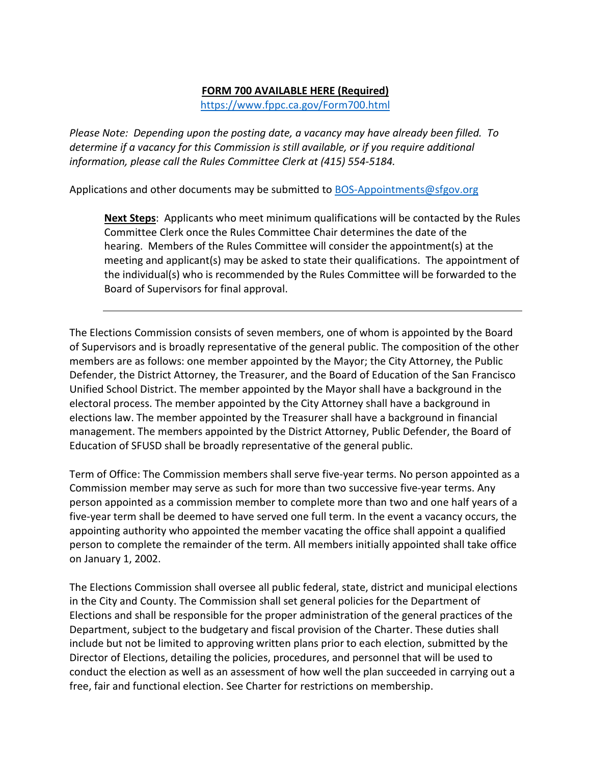**FORM 700 AVAILABLE HERE (Required)**
https://www.fppc.ca.gov/Form700.html

*Please Note: Depending upon the posting date, a vacancy may have already been filled. To determine if a vacancy for this Commission is still available, or if you require additional information, please call the Rules Committee Clerk at (415) 554-5184.*

Applications and other documents may be submitted to BOS-Appointments@sfgov.org

> **Next Steps**: Applicants who meet minimum qualifications will be contacted by the Rules Committee Clerk once the Rules Committee Chair determines the date of the hearing. Members of the Rules Committee will consider the appointment(s) at the meeting and applicant(s) may be asked to state their qualifications. The appointment of the individual(s) who is recommended by the Rules Committee will be forwarded to the Board of Supervisors for final approval.

---

The Elections Commission consists of seven members, one of whom is appointed by the Board of Supervisors and is broadly representative of the general public. The composition of the other members are as follows: one member appointed by the Mayor; the City Attorney, the Public Defender, the District Attorney, the Treasurer, and the Board of Education of the San Francisco Unified School District. The member appointed by the Mayor shall have a background in the electoral process. The member appointed by the City Attorney shall have a background in elections law. The member appointed by the Treasurer shall have a background in financial management. The members appointed by the District Attorney, Public Defender, the Board of Education of SFUSD shall be broadly representative of the general public.

Term of Office: The Commission members shall serve five-year terms. No person appointed as a Commission member may serve as such for more than two successive five-year terms. Any person appointed as a commission member to complete more than two and one half years of a five-year term shall be deemed to have served one full term. In the event a vacancy occurs, the appointing authority who appointed the member vacating the office shall appoint a qualified person to complete the remainder of the term. All members initially appointed shall take office on January 1, 2002.

The Elections Commission shall oversee all public federal, state, district and municipal elections in the City and County. The Commission shall set general policies for the Department of Elections and shall be responsible for the proper administration of the general practices of the Department, subject to the budgetary and fiscal provision of the Charter. These duties shall include but not be limited to approving written plans prior to each election, submitted by the Director of Elections, detailing the policies, procedures, and personnel that will be used to conduct the election as well as an assessment of how well the plan succeeded in carrying out a free, fair and functional election. See Charter for restrictions on membership.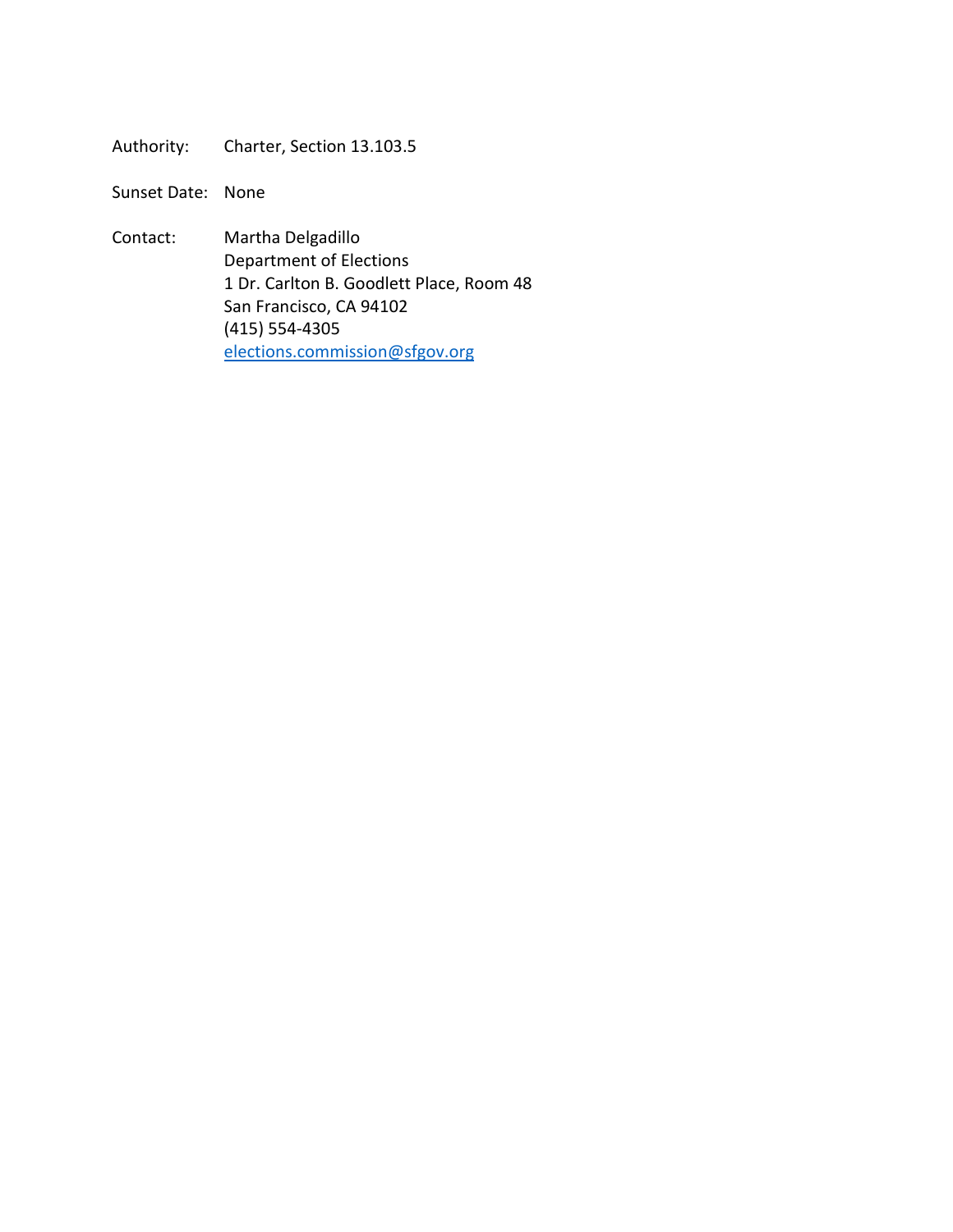Authority: Charter, Section 13.103.5

Sunset Date: None

Contact: Martha Delgadillo
Department of Elections
1 Dr. Carlton B. Goodlett Place, Room 48
San Francisco, CA 94102
(415) 554-4305
elections.commission@sfgov.org